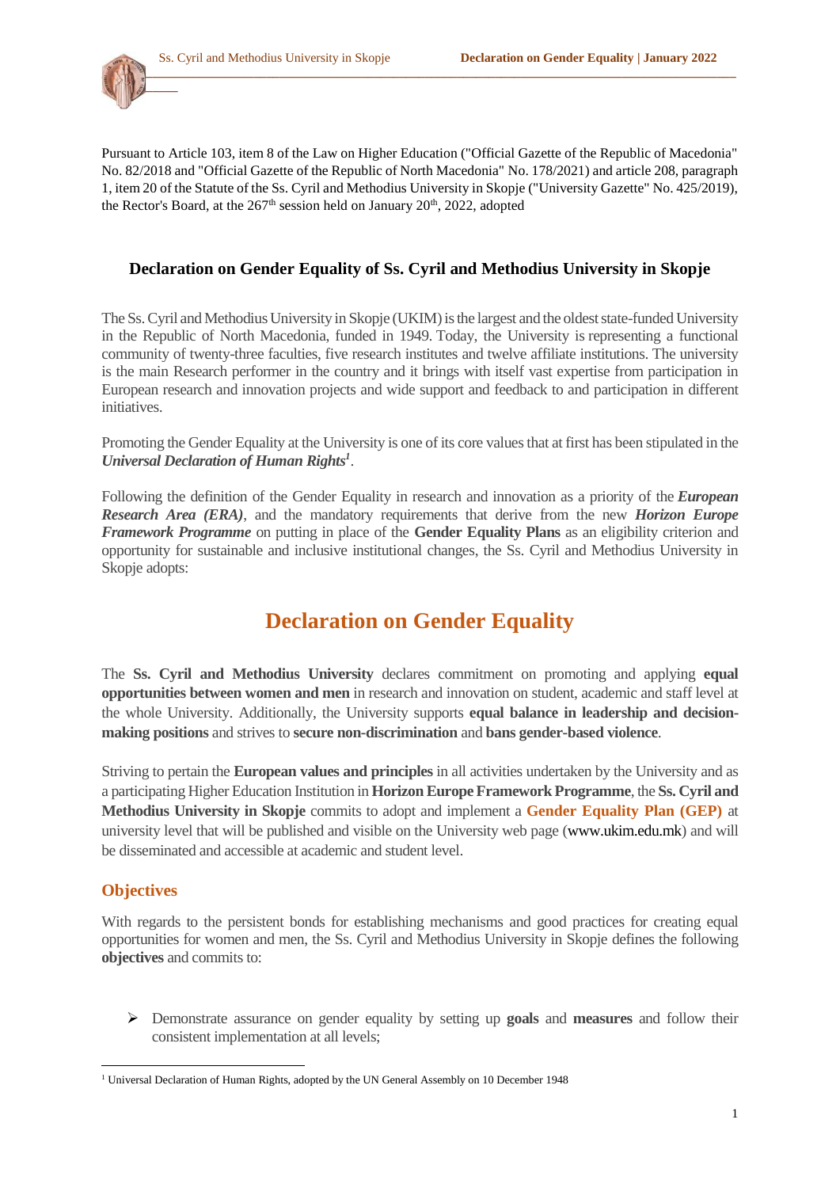Pursuant to Article 103, item 8 of the Law on Higher Education ("Official Gazette of the Republic of Macedonia" No. 82/2018 and "Official Gazette of the Republic of North Macedonia" No. 178/2021) and article 208, paragraph 1, item 20 of the Statute of the Ss. Cyril and Methodius University in Skopje ("University Gazette" No. 425/2019), the Rector's Board, at the 267th session held on January 20th, 2022, adopted

**Declaration on Gender Equality of Ss. Cyril and Methodius University in Skopje**

The Ss. Cyril and Methodius University in Skopje (UKIM) is the largest and the oldest state-funded University in the Republic of North Macedonia, funded in 1949. Today, the University is representing a functional community of twenty-three faculties, five research institutes and twelve affiliate institutions. The university is the main Research performer in the country and it brings with itself vast expertise from participation in European research and innovation projects and wide support and feedback to and participation in different initiatives.

Promoting the Gender Equality at the University is one of its core values that at first has been stipulated in the ***Universal Declaration of Human Rights***[1].

Following the definition of the Gender Equality in research and innovation as a priority of the ***European Research Area (ERA)***, and the mandatory requirements that derive from the new ***Horizon Europe Framework Programme*** on putting in place of the **Gender Equality Plans** as an eligibility criterion and opportunity for sustainable and inclusive institutional changes, the Ss. Cyril and Methodius University in Skopje adopts:

# Declaration on Gender Equality

The **Ss. Cyril and Methodius University** declares commitment on promoting and applying **equal opportunities between women and men** in research and innovation on student, academic and staff level at the whole University. Additionally, the University supports **equal balance in leadership and decision-making positions** and strives to **secure non-discrimination** and **bans gender-based violence**.

Striving to pertain the **European values and principles** in all activities undertaken by the University and as a participating Higher Education Institution in **Horizon Europe Framework Programme**, the **Ss. Cyril and Methodius University in Skopje** commits to adopt and implement a **Gender Equality Plan (GEP)** at university level that will be published and visible on the University web page (www.ukim.edu.mk) and will be disseminated and accessible at academic and student level.

## Objectives

With regards to the persistent bonds for establishing mechanisms and good practices for creating equal opportunities for women and men, the Ss. Cyril and Methodius University in Skopje defines the following **objectives** and commits to:

- Demonstrate assurance on gender equality by setting up **goals** and **measures** and follow their consistent implementation at all levels;

[1] Universal Declaration of Human Rights, adopted by the UN General Assembly on 10 December 1948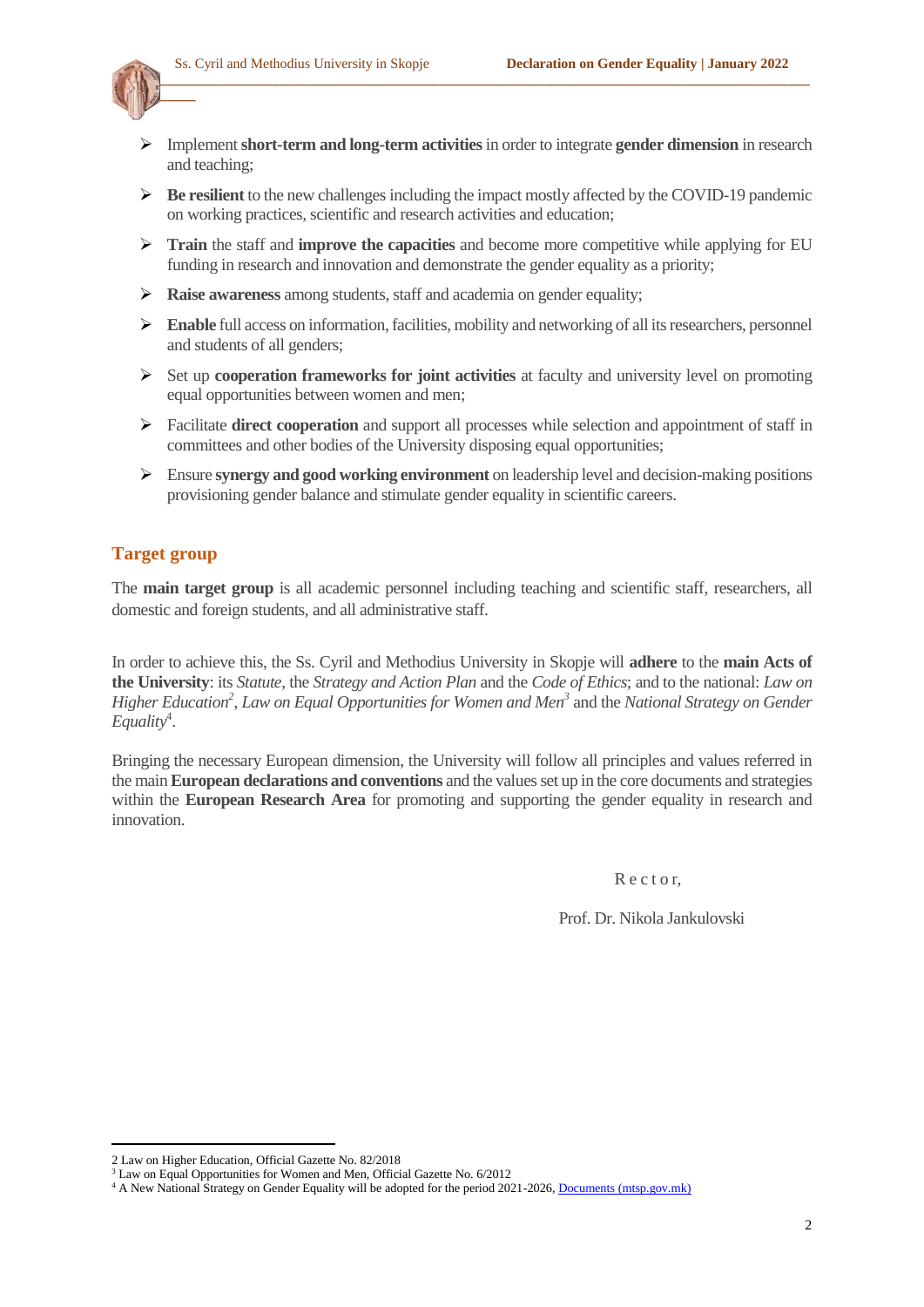- Implement **short-term and long-term activities** in order to integrate **gender dimension** in research and teaching;
- **Be resilient** to the new challenges including the impact mostly affected by the COVID-19 pandemic on working practices, scientific and research activities and education;
- **Train** the staff and **improve the capacities** and become more competitive while applying for EU funding in research and innovation and demonstrate the gender equality as a priority;
- **Raise awareness** among students, staff and academia on gender equality;
- **Enable** full access on information, facilities, mobility and networking of all its researchers, personnel and students of all genders;
- Set up **cooperation frameworks for joint activities** at faculty and university level on promoting equal opportunities between women and men;
- Facilitate **direct cooperation** and support all processes while selection and appointment of staff in committees and other bodies of the University disposing equal opportunities;
- Ensure **synergy and good working environment** on leadership level and decision-making positions provisioning gender balance and stimulate gender equality in scientific careers.

## Target group

The **main target group** is all academic personnel including teaching and scientific staff, researchers, all domestic and foreign students, and all administrative staff.

In order to achieve this, the Ss. Cyril and Methodius University in Skopje will **adhere** to the **main Acts of the University**: its *Statute*, the *Strategy and Action Plan* and the *Code of Ethics*; and to the national: *Law on Higher Education*[2], *Law on Equal Opportunities for Women and Men*[3] and the *National Strategy on Gender Equality*[4].

Bringing the necessary European dimension, the University will follow all principles and values referred in the main **European declarations and conventions** and the values set up in the core documents and strategies within the **European Research Area** for promoting and supporting the gender equality in research and innovation.

R e c t o r,

Prof. Dr. Nikola Jankulovski

---

2 Law on Higher Education, Official Gazette No. 82/2018

3 Law on Equal Opportunities for Women and Men, Official Gazette No. 6/2012

4 A New National Strategy on Gender Equality will be adopted for the period 2021-2026, [Documents (mtsp.gov.mk)]